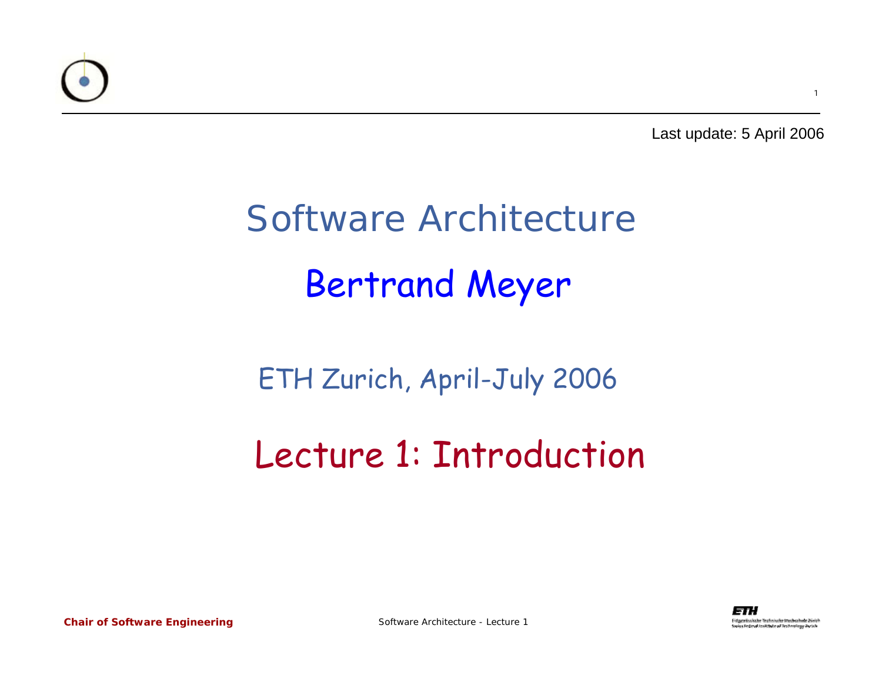Last update: 5 April 2006

# Software Architecture

## Bertrand Meyer

ETH Zurich, April-July 2006

## Lecture 1: Introduction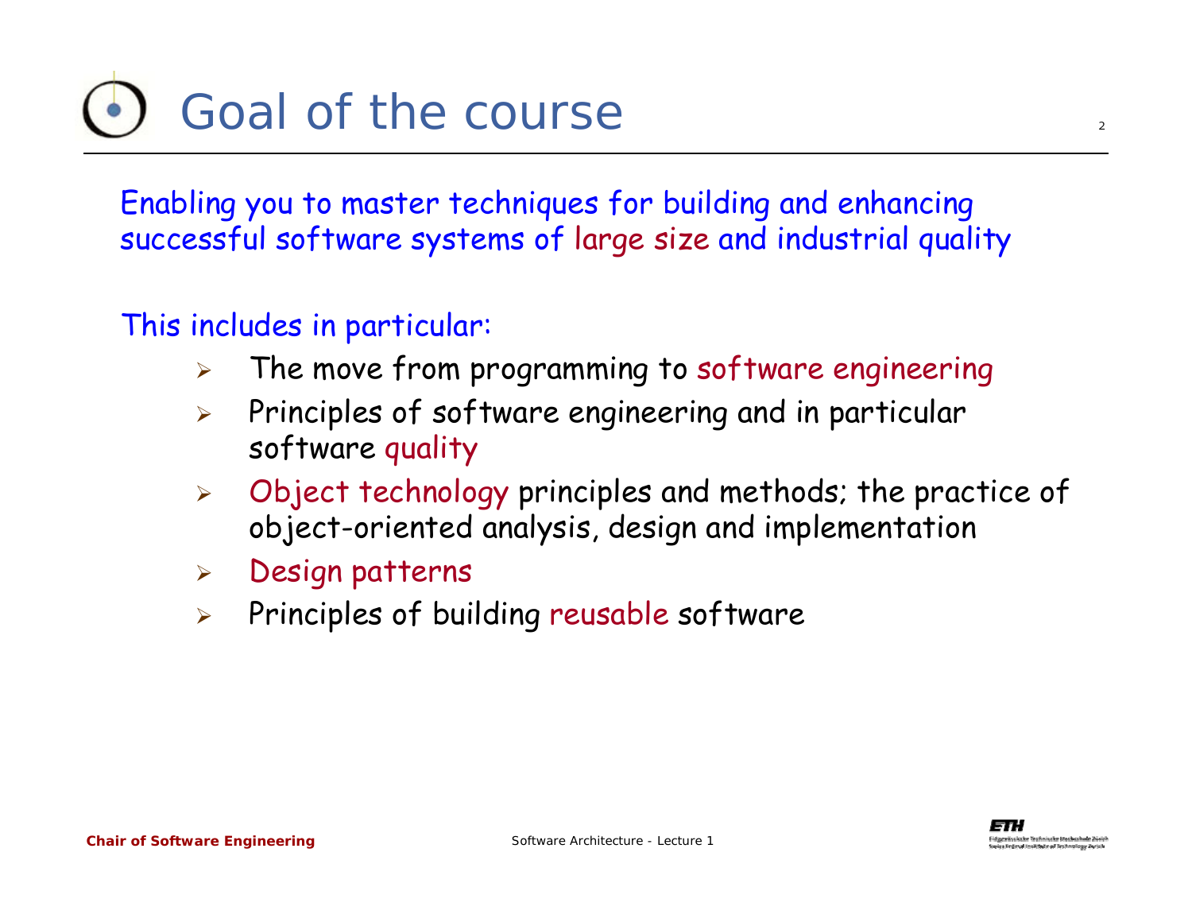# Goal of the course

Enabling you to master techniques for building and enhancing successful software systems of large size and industrial quality

This includes in particular:

- The move from programming to software engineering
- Principles of software engineering and in particular software quality
- Object technology principles and methods; the practice of object-oriented analysis, design and implementation
- Design patterns
- Principles of building reusable software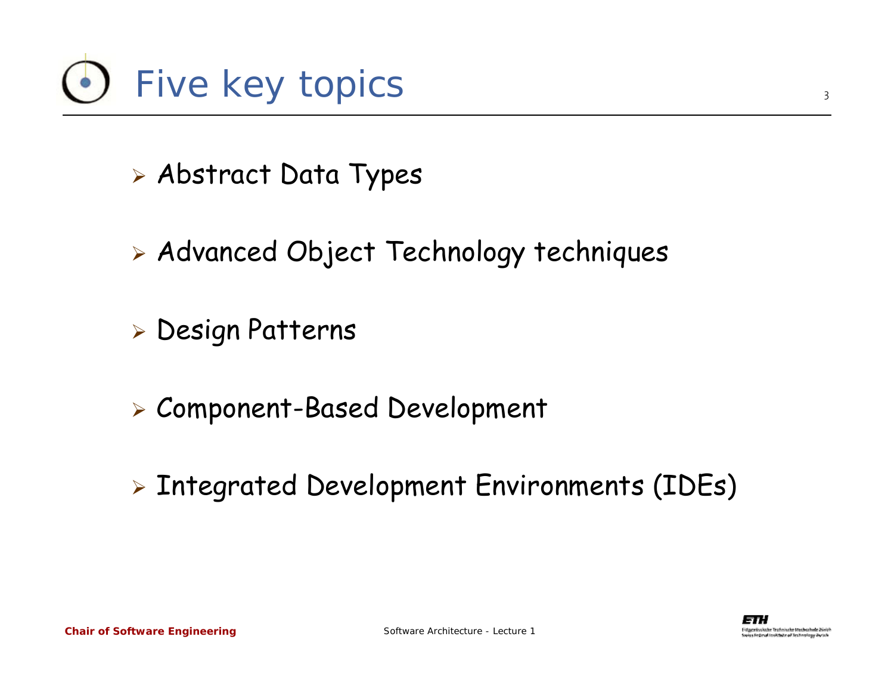# Five key topics

- Abstract Data Types
- Advanced Object Technology techniques
- Design Patterns
- Component-Based Development
- Integrated Development Environments (IDEs)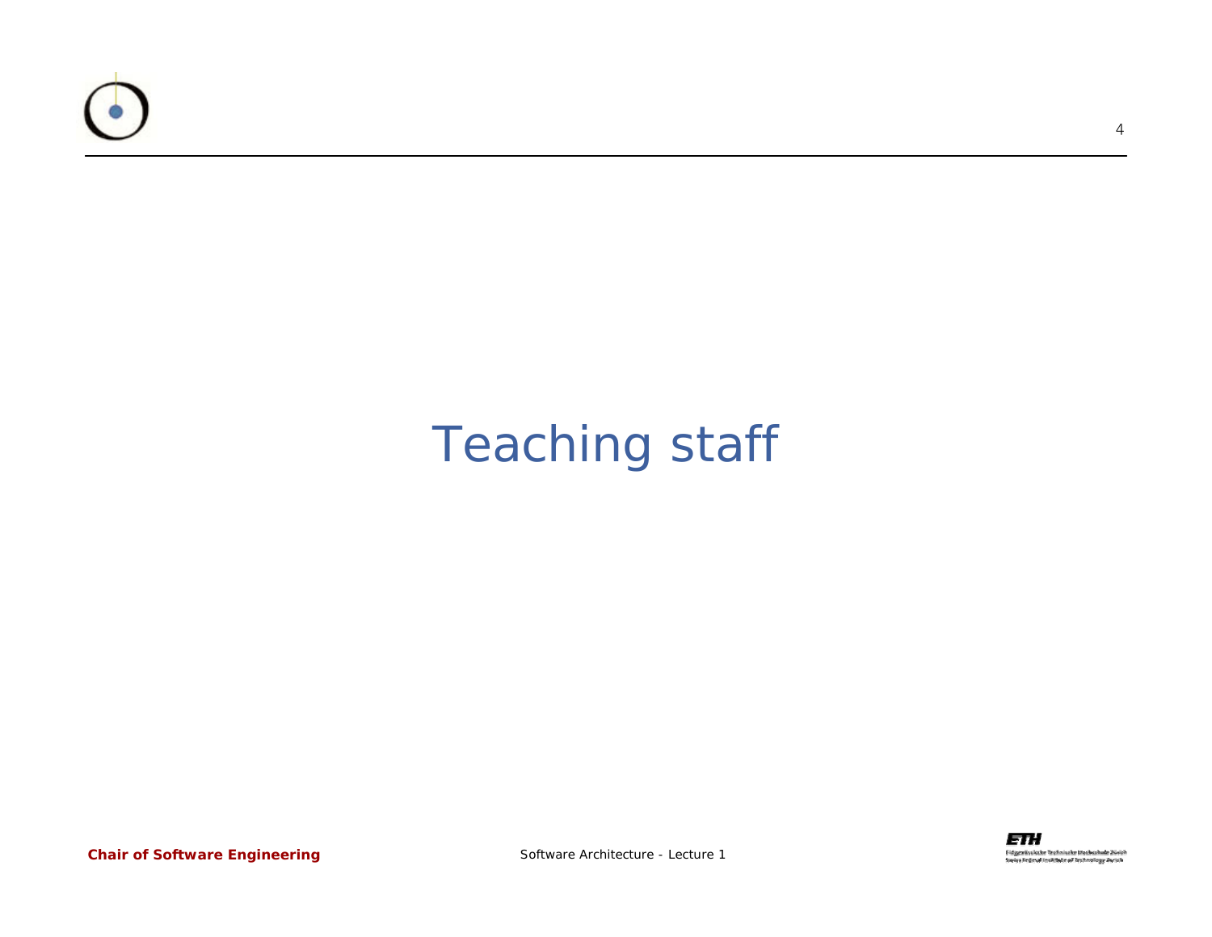# Teaching staff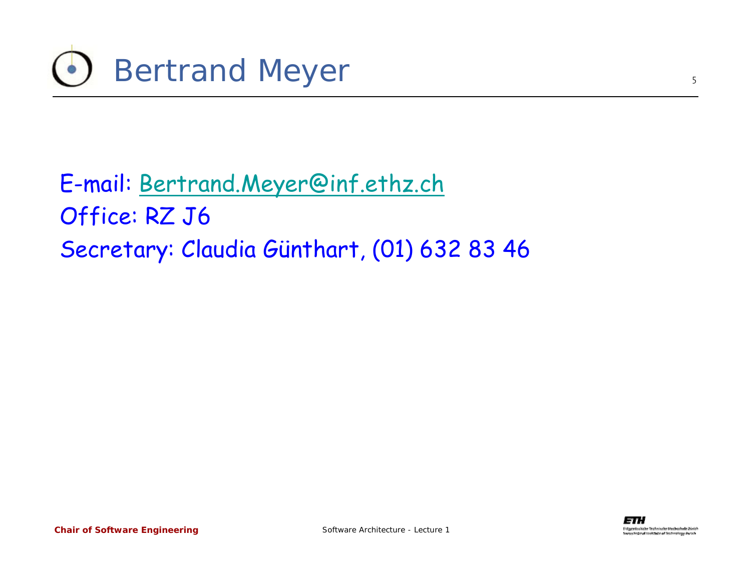# Bertrand Meyer

E-mail: [Bertrand.Meyer@inf.ethz.ch](mailto:Bertrand.Meyer@inf.ethz.ch)

Office: RZ J6

Secretary: Claudia Günthart, (01) 632 83 46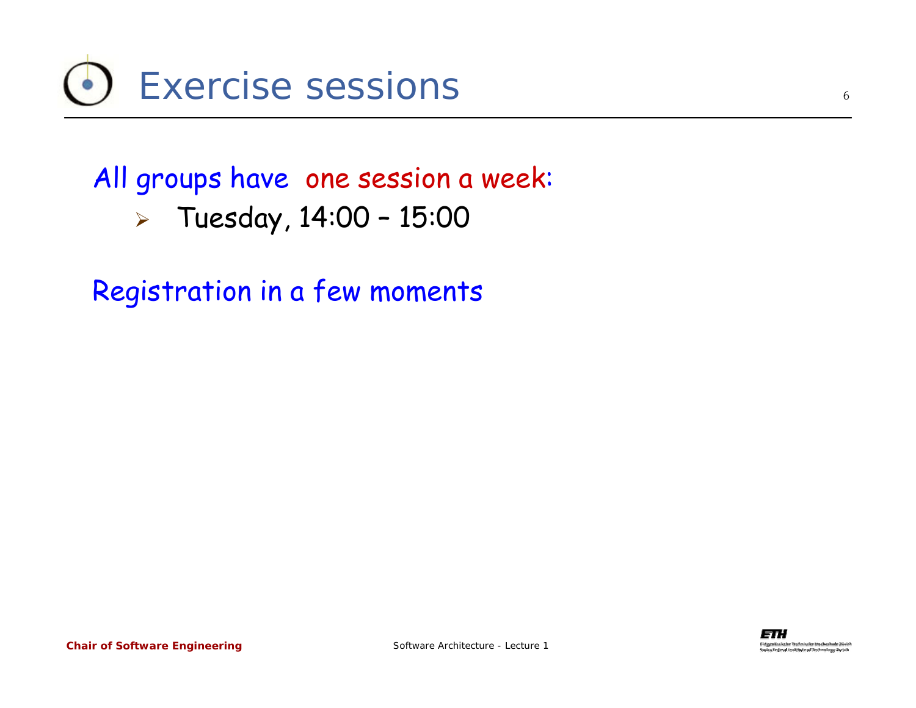# Exercise sessions

All groups have one session a week:

- Tuesday, 14:00 – 15:00

Registration in a few moments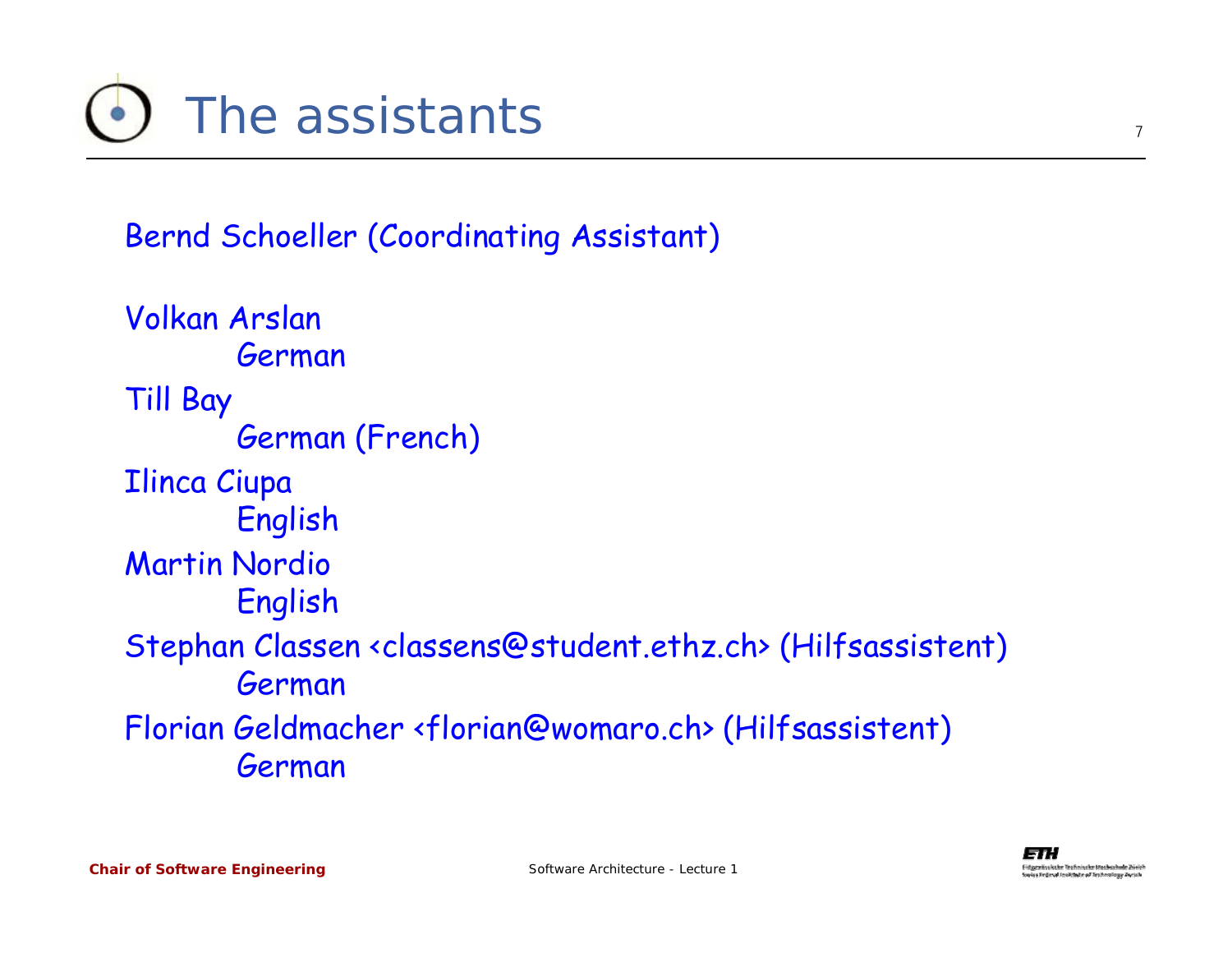# The assistants

Bernd Schoeller (Coordinating Assistant)

Volkan Arslan
    German

Till Bay
    German (French)

Ilinca Ciupa
    English

Martin Nordio
    English

Stephan Classen <classens@student.ethz.ch> (Hilfsassistent)
    German

Florian Geldmacher <florian@womaro.ch> (Hilfsassistent)
    German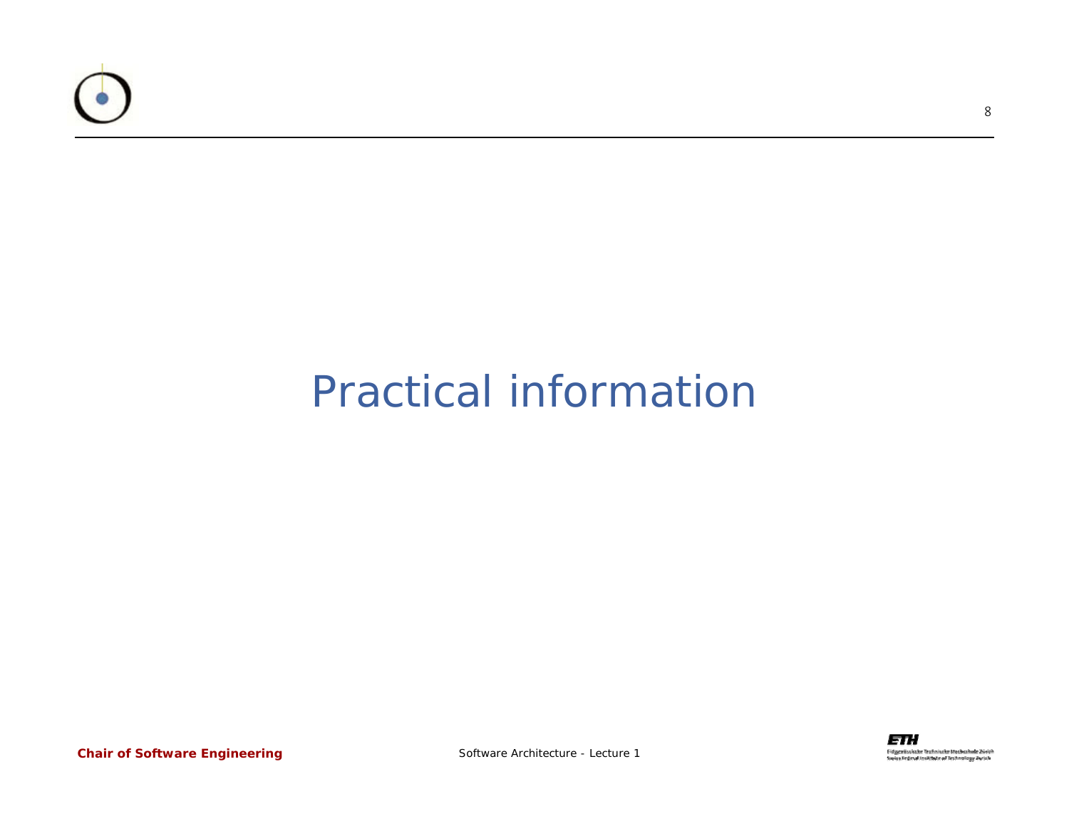# Practical information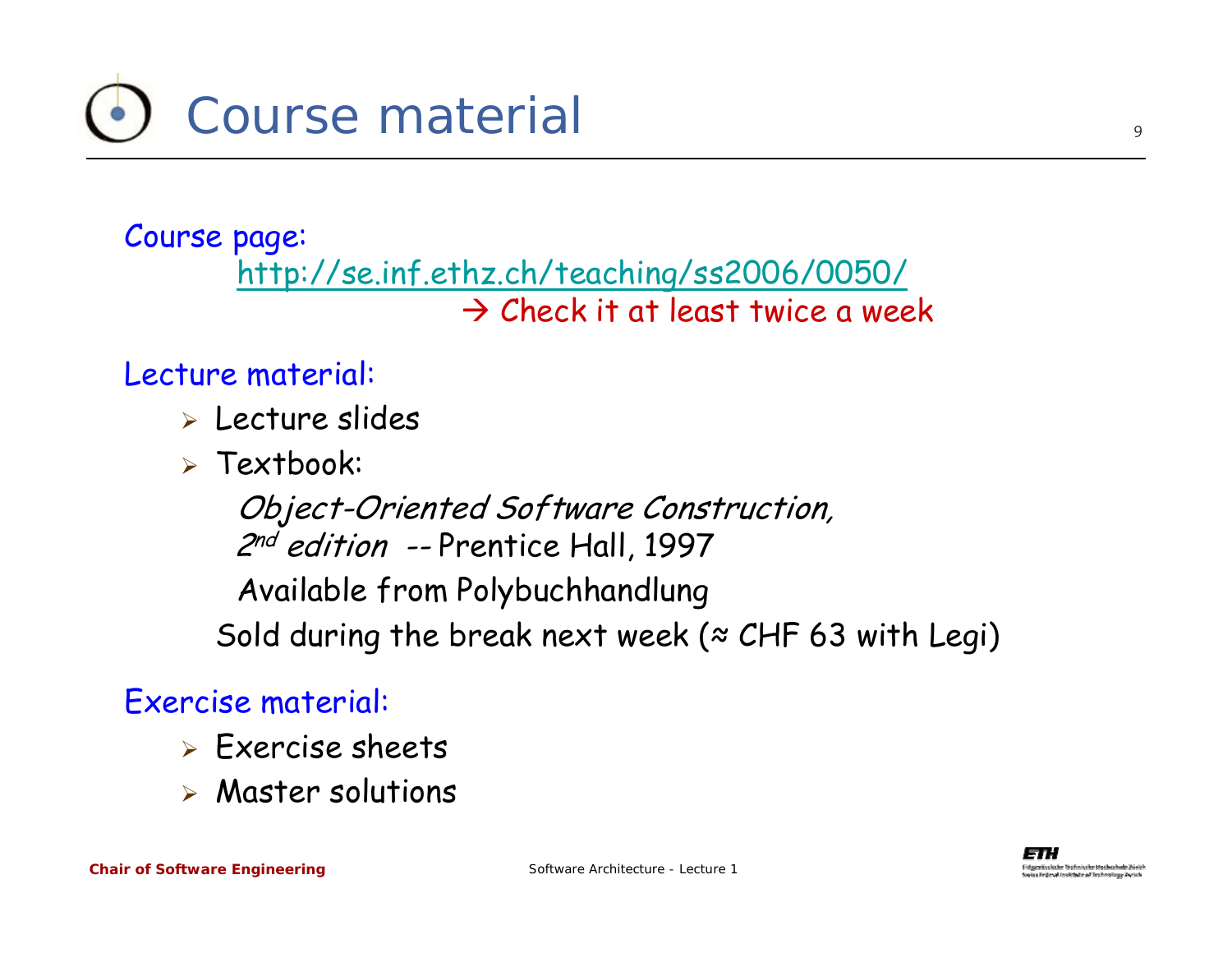# Course material

Course page:

http://se.inf.ethz.ch/teaching/ss2006/0050/

→ Check it at least twice a week

Lecture material:

- Lecture slides
- Textbook:

  *Object-Oriented Software Construction, 2nd edition* -- Prentice Hall, 1997

  Available from Polybuchhandlung

  Sold during the break next week (≈ CHF 63 with Legi)

Exercise material:

- Exercise sheets
- Master solutions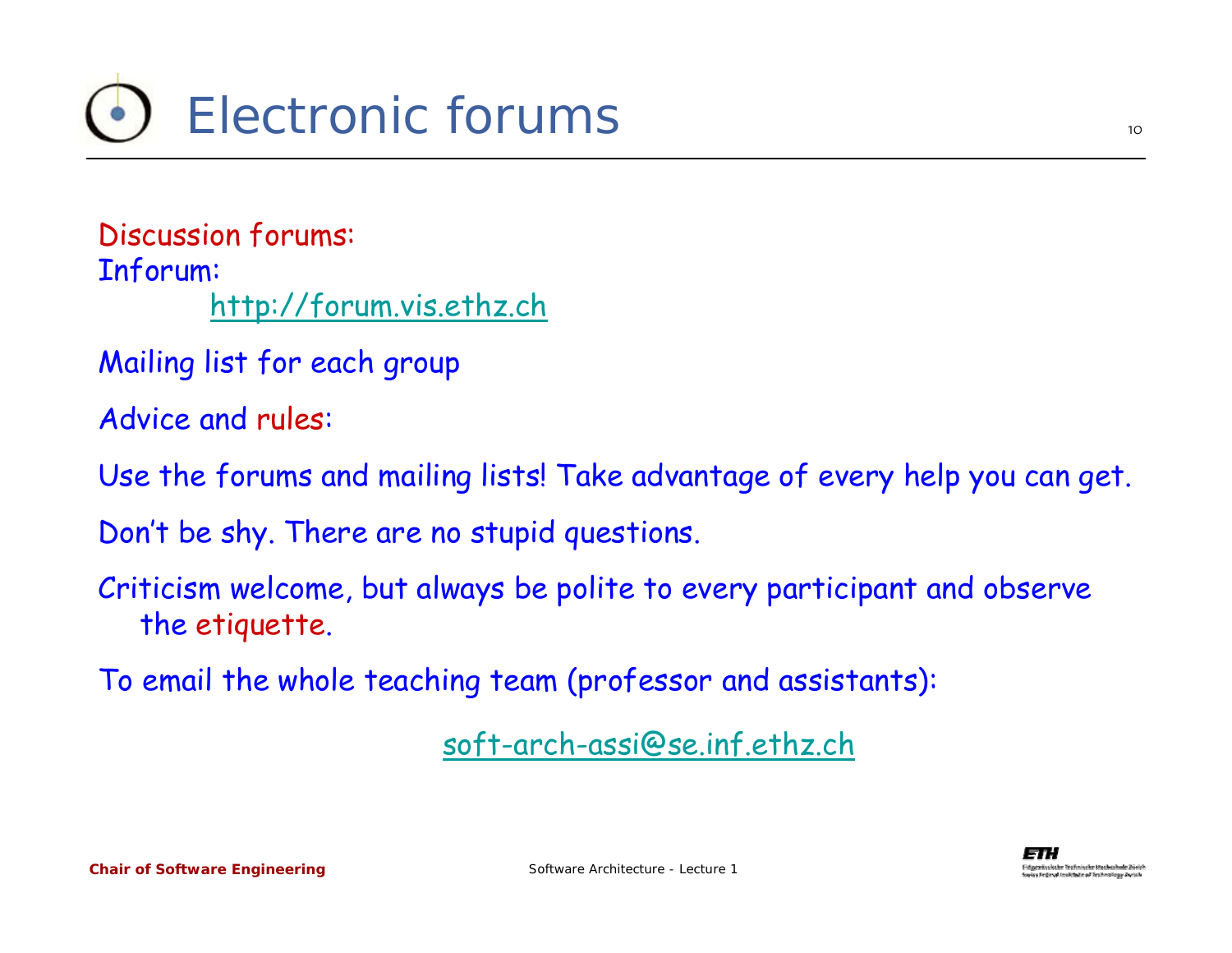# Electronic forums

Discussion forums:
Inforum:
http://forum.vis.ethz.ch

Mailing list for each group

Advice and rules:

Use the forums and mailing lists! Take advantage of every help you can get.

Don't be shy. There are no stupid questions.

Criticism welcome, but always be polite to every participant and observe the etiquette.

To email the whole teaching team (professor and assistants):

soft-arch-assi@se.inf.ethz.ch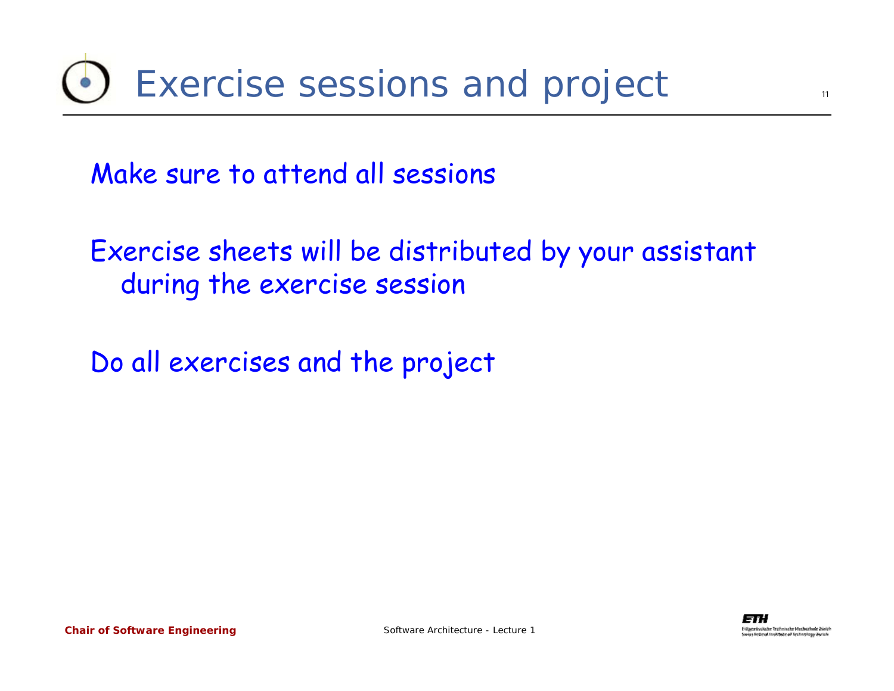# Exercise sessions and project

Make sure to attend all sessions

Exercise sheets will be distributed by your assistant during the exercise session

Do all exercises and the project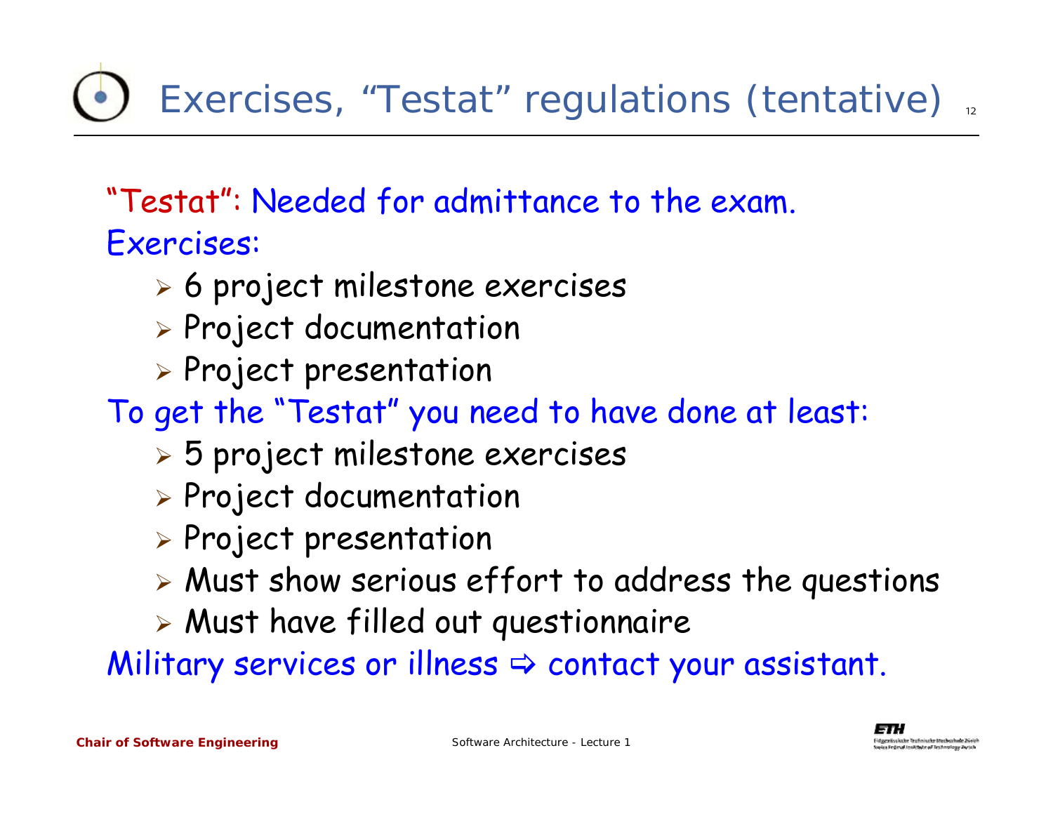# Exercises, "Testat" regulations (tentative)

"Testat": Needed for admittance to the exam.

Exercises:

- 6 project milestone exercises
- Project documentation
- Project presentation

To get the "Testat" you need to have done at least:

- 5 project milestone exercises
- Project documentation
- Project presentation
- Must show serious effort to address the questions
- Must have filled out questionnaire

Military services or illness ⇨ contact your assistant.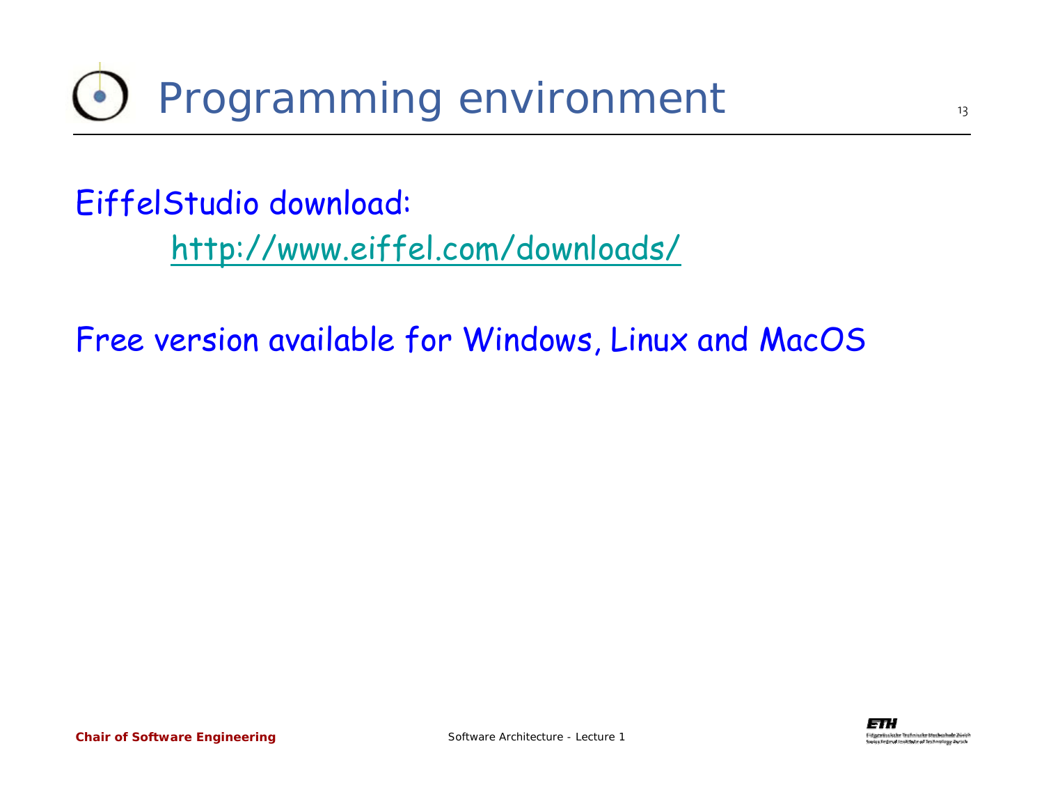# Programming environment

EiffelStudio download:

[http://www.eiffel.com/downloads/](http://www.eiffel.com/downloads/)

Free version available for Windows, Linux and MacOS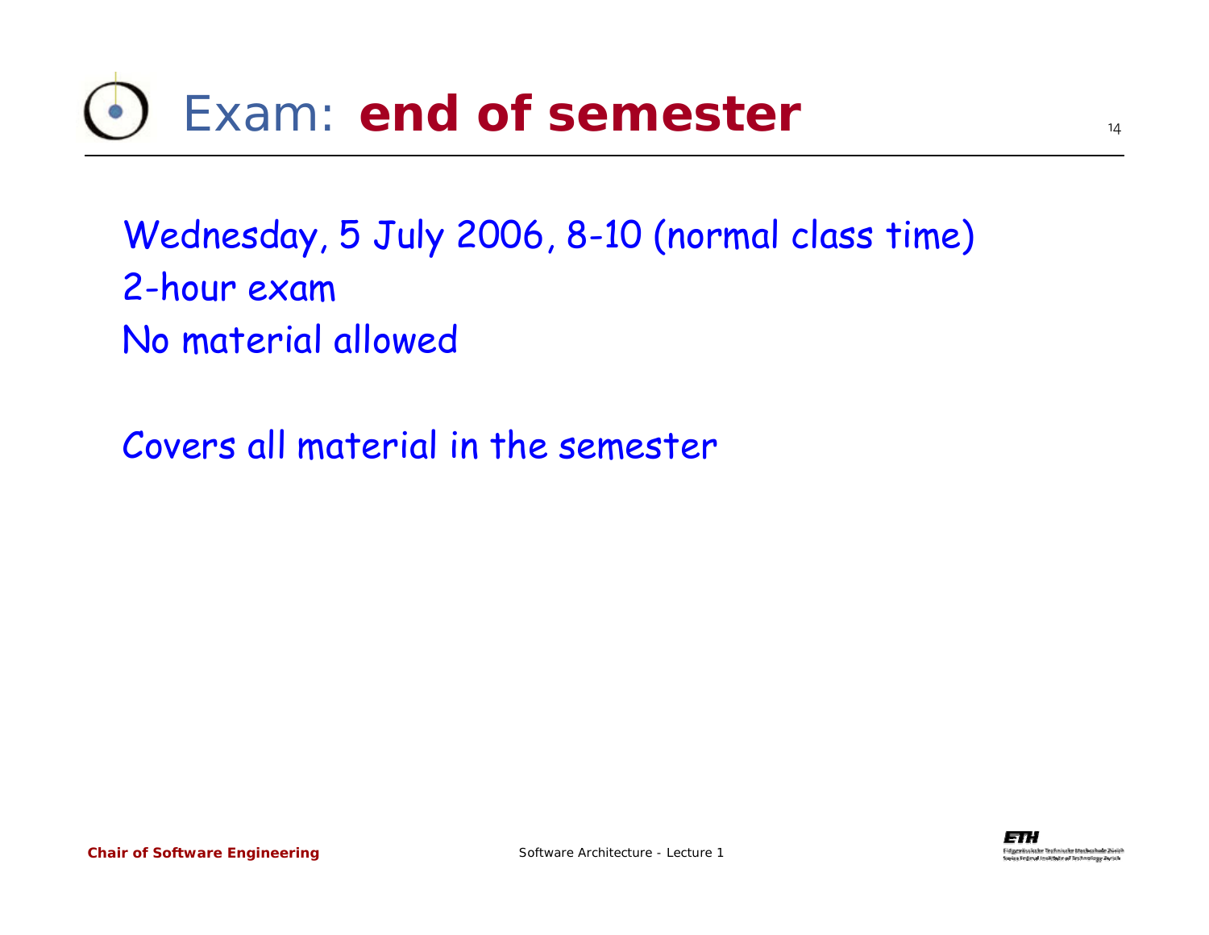# Exam: **end of semester**

Wednesday, 5 July 2006, 8-10 (normal class time)
2-hour exam
No material allowed

Covers all material in the semester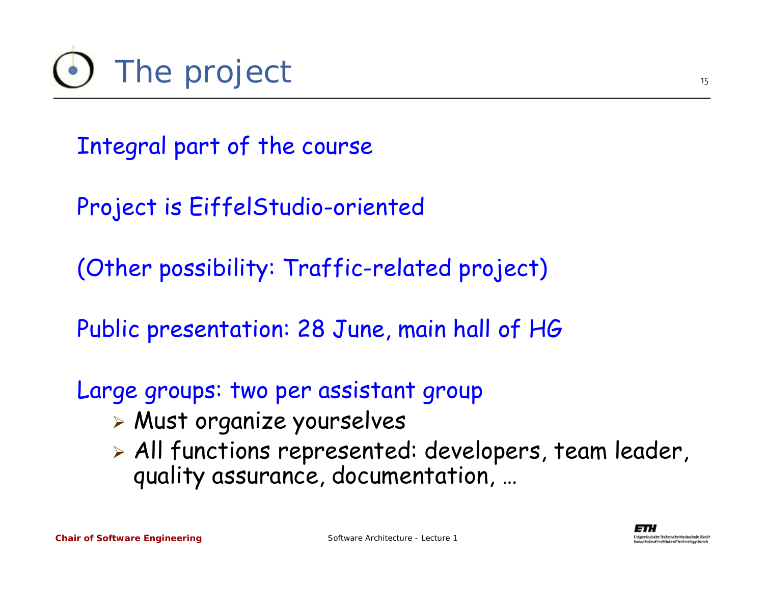# The project

Integral part of the course

Project is EiffelStudio-oriented

(Other possibility: Traffic-related project)

Public presentation: 28 June, main hall of HG

Large groups: two per assistant group

- Must organize yourselves
- All functions represented: developers, team leader, quality assurance, documentation, …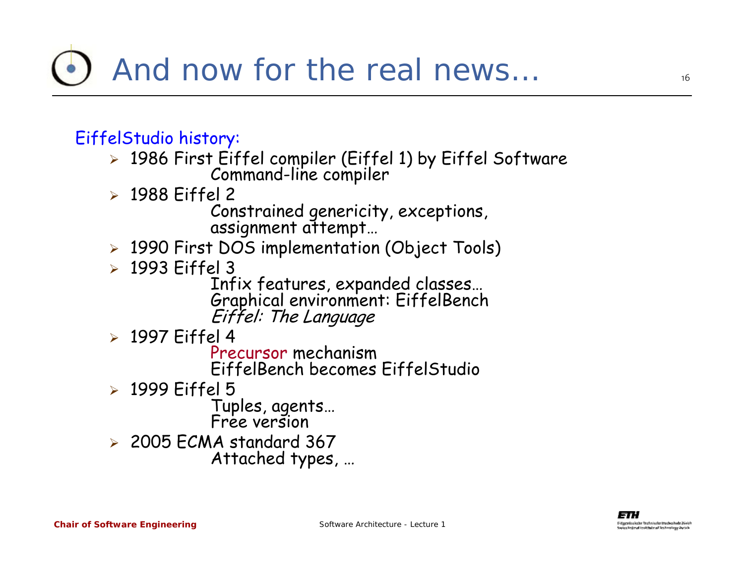# And now for the real news…

EiffelStudio history:

- 1986 First Eiffel compiler (Eiffel 1) by Eiffel Software
  - Command-line compiler
- 1988 Eiffel 2
  - Constrained genericity, exceptions, assignment attempt…
- 1990 First DOS implementation (Object Tools)
- 1993 Eiffel 3
  - Infix features, expanded classes…
  - Graphical environment: EiffelBench
  - *Eiffel: The Language*
- 1997 Eiffel 4
  - Precursor mechanism
  - EiffelBench becomes EiffelStudio
- 1999 Eiffel 5
  - Tuples, agents…
  - Free version
- 2005 ECMA standard 367
  - Attached types, …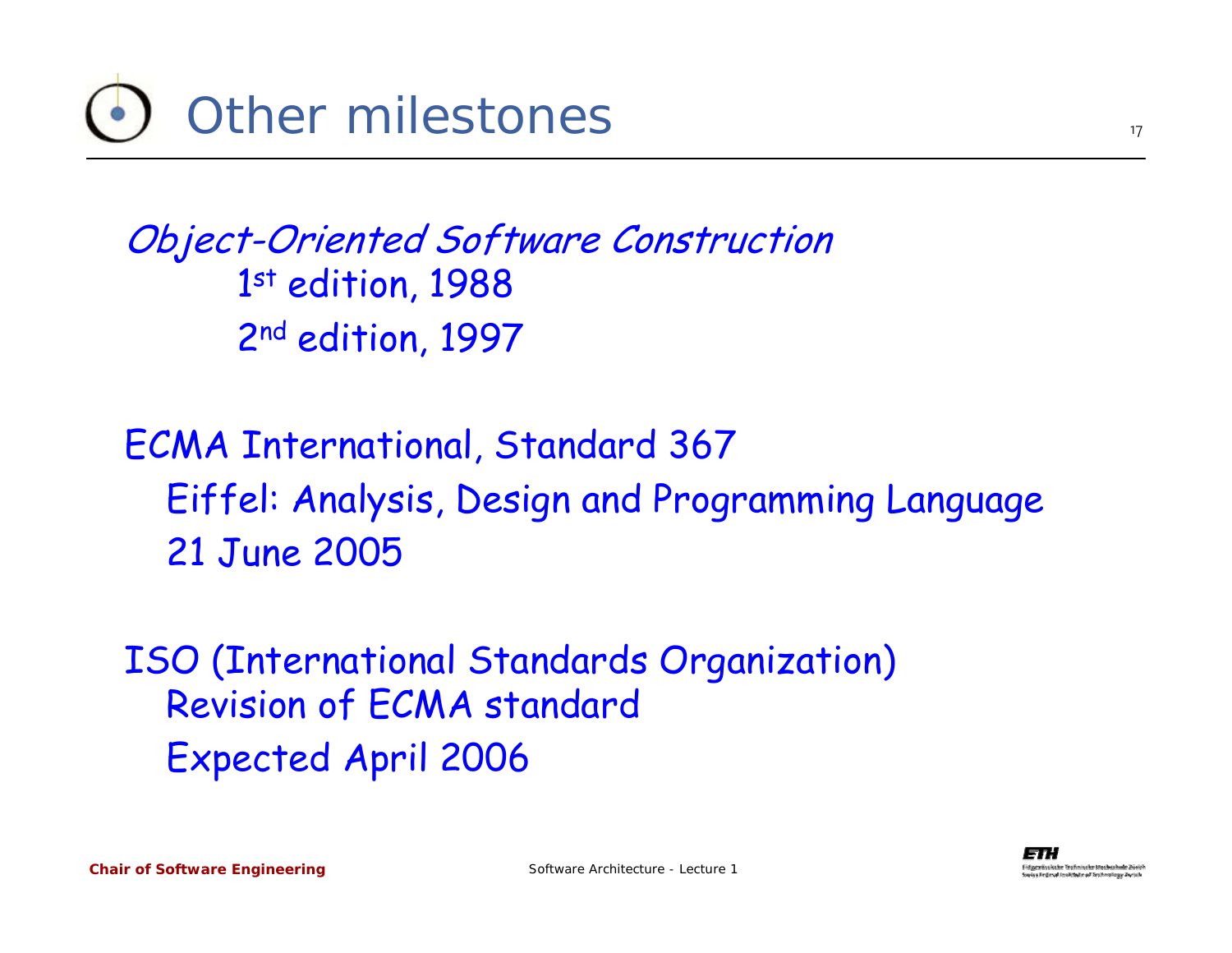# Other milestones

*Object-Oriented Software Construction*

- 1st edition, 1988
- 2nd edition, 1997

ECMA International, Standard 367

- Eiffel: Analysis, Design and Programming Language
- 21 June 2005

ISO (International Standards Organization)

- Revision of ECMA standard
- Expected April 2006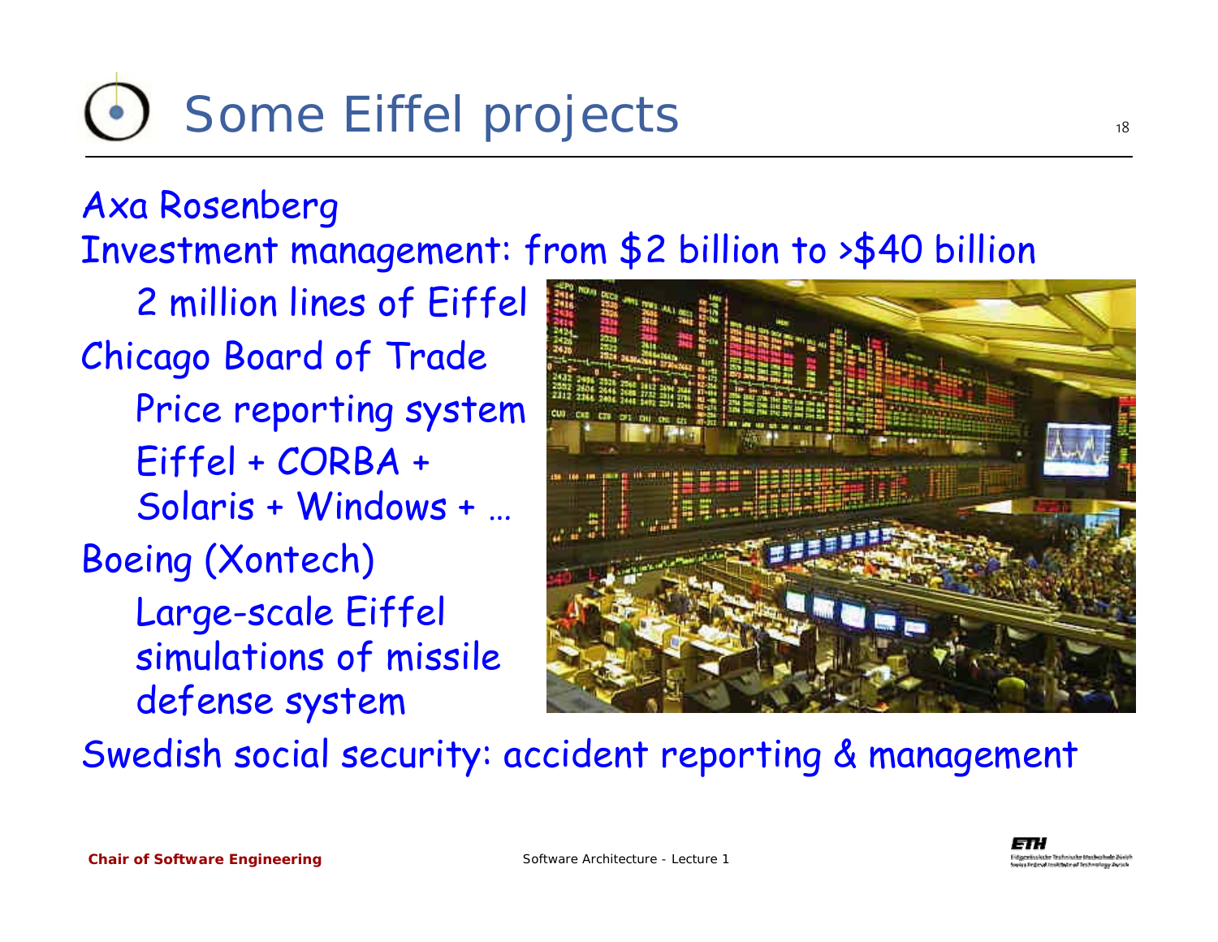# Some Eiffel projects

Axa Rosenberg

Investment management: from $2 billion to >$40 billion

- 2 million lines of Eiffel

Chicago Board of Trade

- Price reporting system
- Eiffel + CORBA + Solaris + Windows + …

Boeing (Xontech)

- Large-scale Eiffel simulations of missile defense system

Swedish social security: accident reporting & management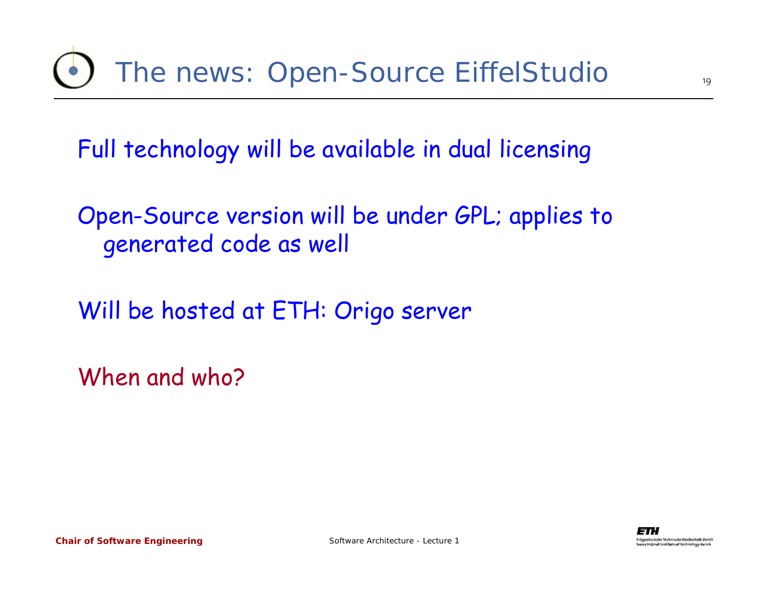# The news: Open-Source EiffelStudio

Full technology will be available in dual licensing

Open-Source version will be under GPL; applies to generated code as well

Will be hosted at ETH: Origo server

When and who?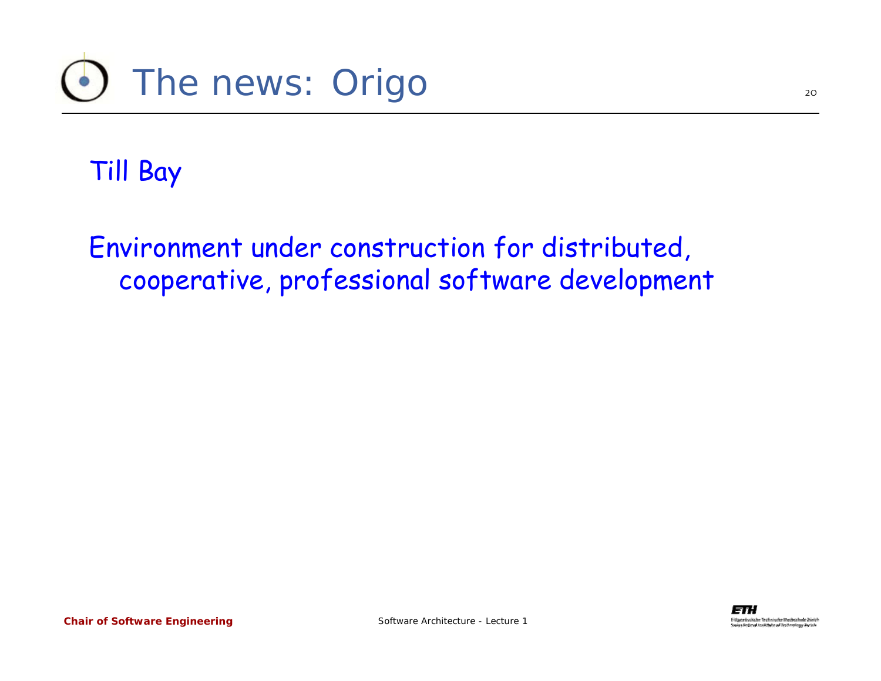# The news: Origo

Till Bay

Environment under construction for distributed, cooperative, professional software development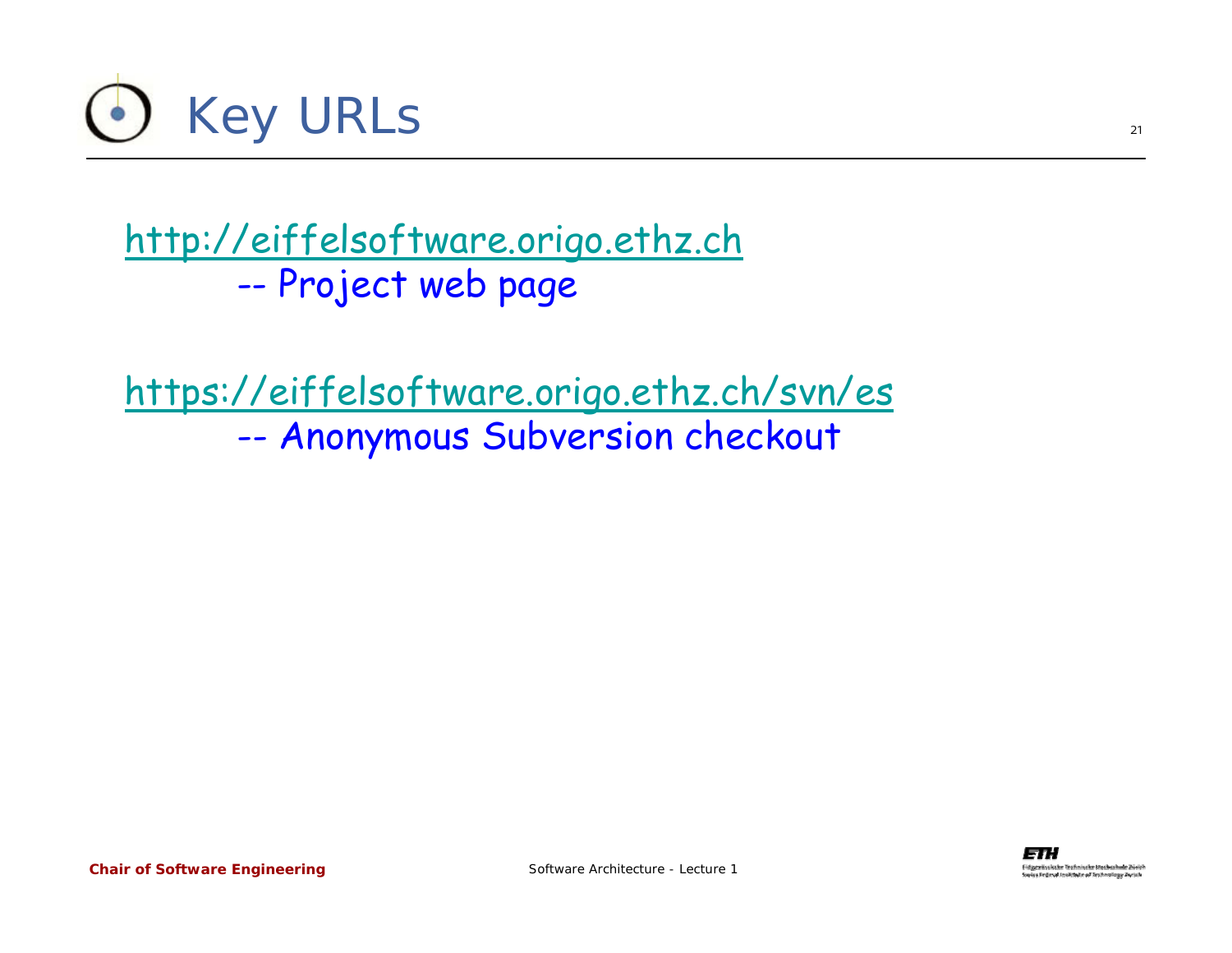# Key URLs

http://eiffelsoftware.origo.ethz.ch
-- Project web page

https://eiffelsoftware.origo.ethz.ch/svn/es
-- Anonymous Subversion checkout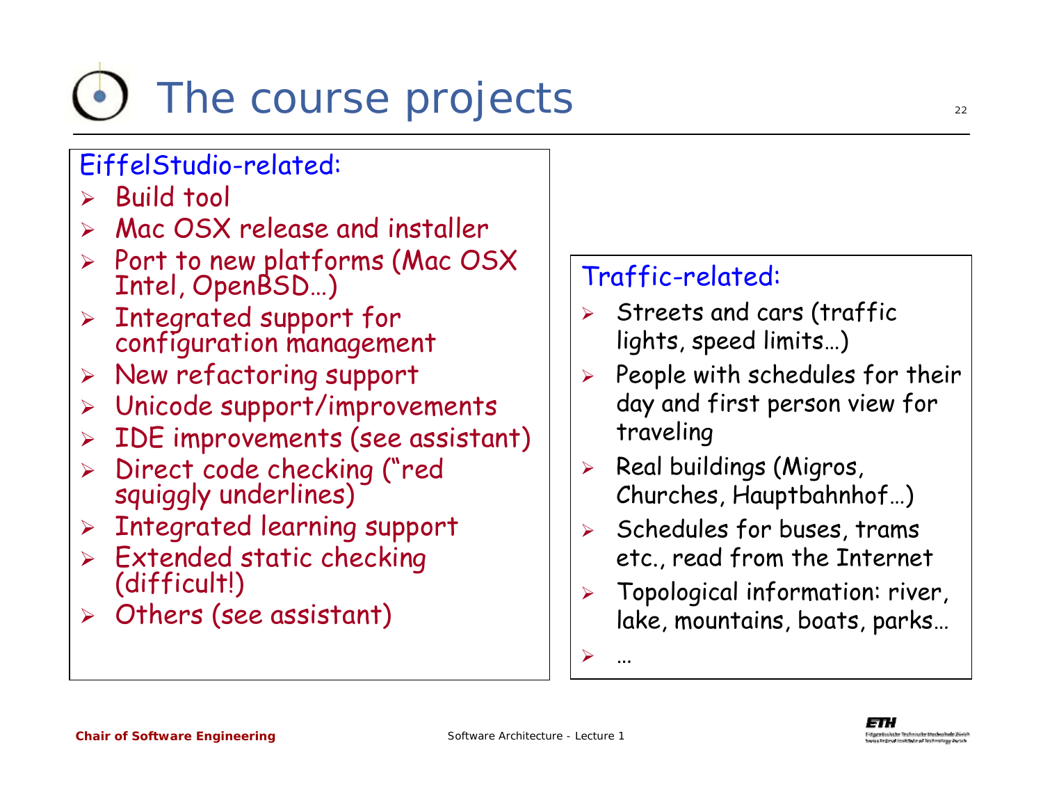# The course projects

EiffelStudio-related:

- Build tool
- Mac OSX release and installer
- Port to new platforms (Mac OSX Intel, OpenBSD…)
- Integrated support for configuration management
- New refactoring support
- Unicode support/improvements
- IDE improvements (see assistant)
- Direct code checking ("red squiggly underlines)
- Integrated learning support
- Extended static checking (difficult!)
- Others (see assistant)

Traffic-related:

- Streets and cars (traffic lights, speed limits…)
- People with schedules for their day and first person view for traveling
- Real buildings (Migros, Churches, Hauptbahnhof…)
- Schedules for buses, trams etc., read from the Internet
- Topological information: river, lake, mountains, boats, parks…
- …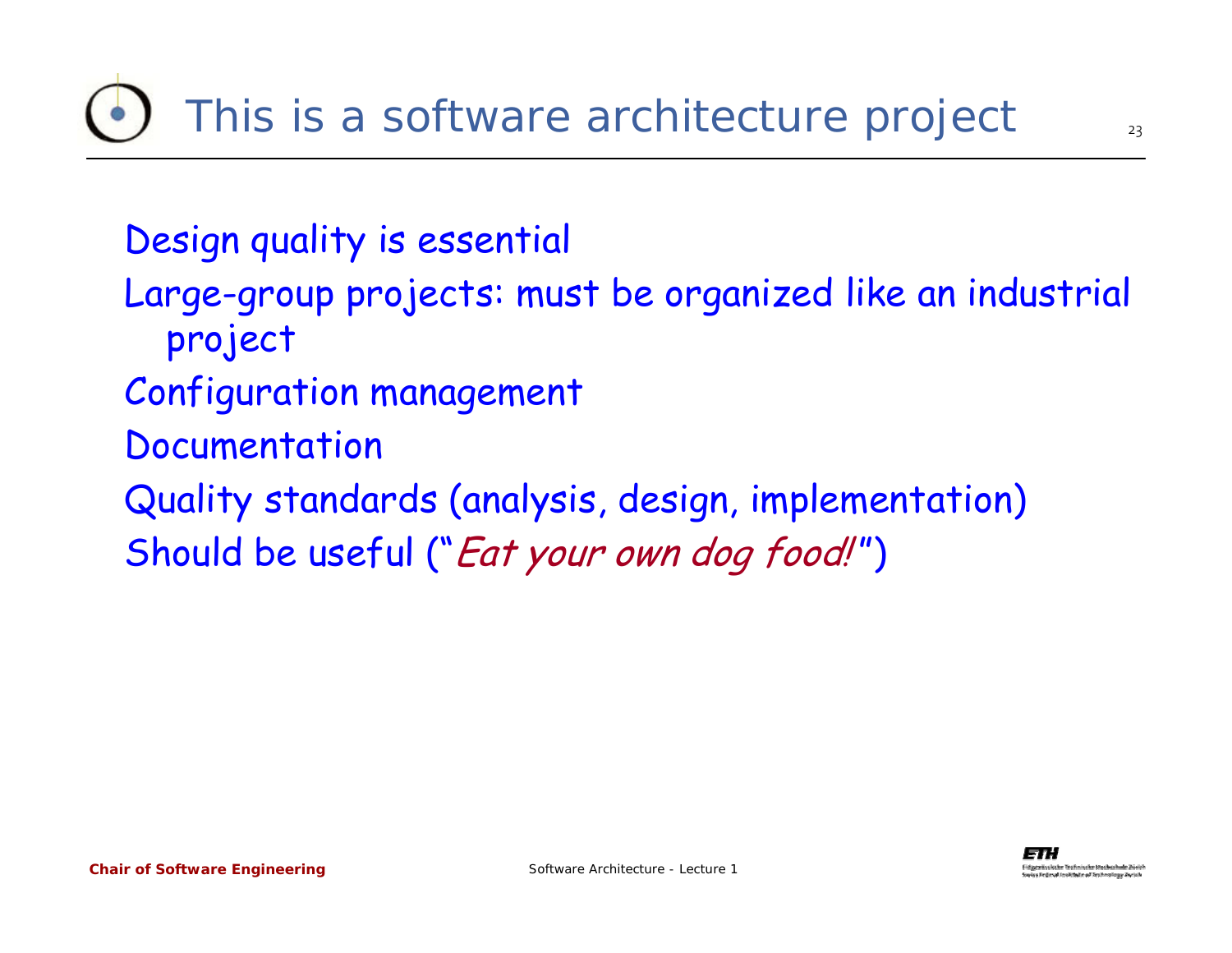# This is a software architecture project

Design quality is essential

Large-group projects: must be organized like an industrial project

Configuration management

Documentation

Quality standards (analysis, design, implementation)

Should be useful ("*Eat your own dog food!*")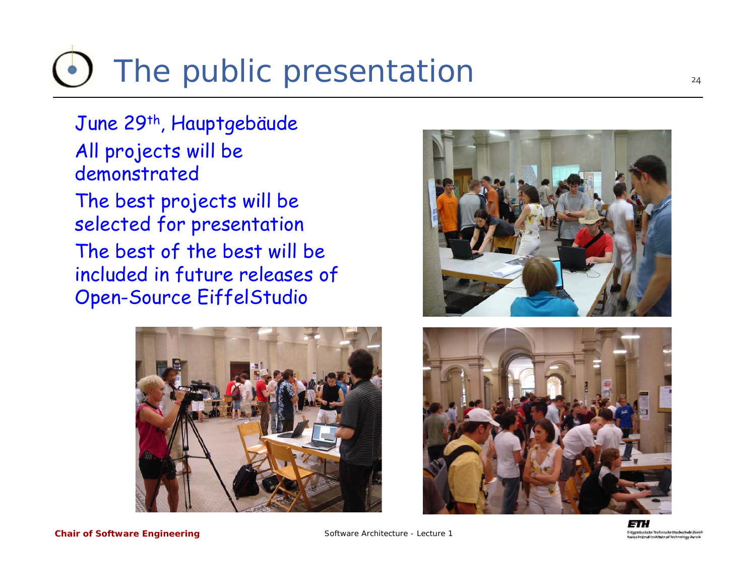# The public presentation

June 29th, Hauptgebäude

All projects will be demonstrated

The best projects will be selected for presentation

The best of the best will be included in future releases of Open-Source EiffelStudio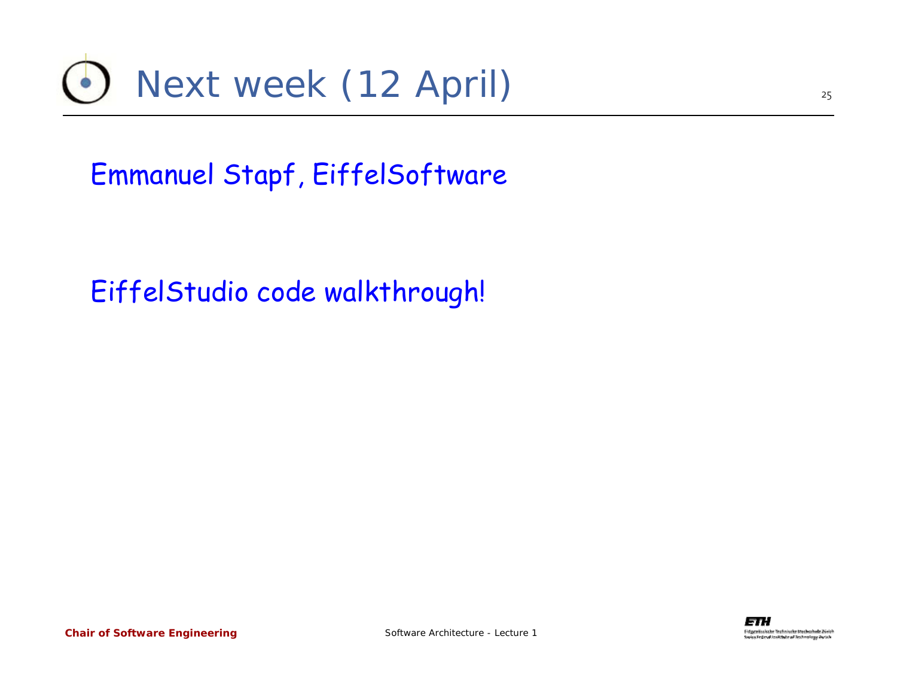# Next week (12 April)

Emmanuel Stapf, EiffelSoftware

EiffelStudio code walkthrough!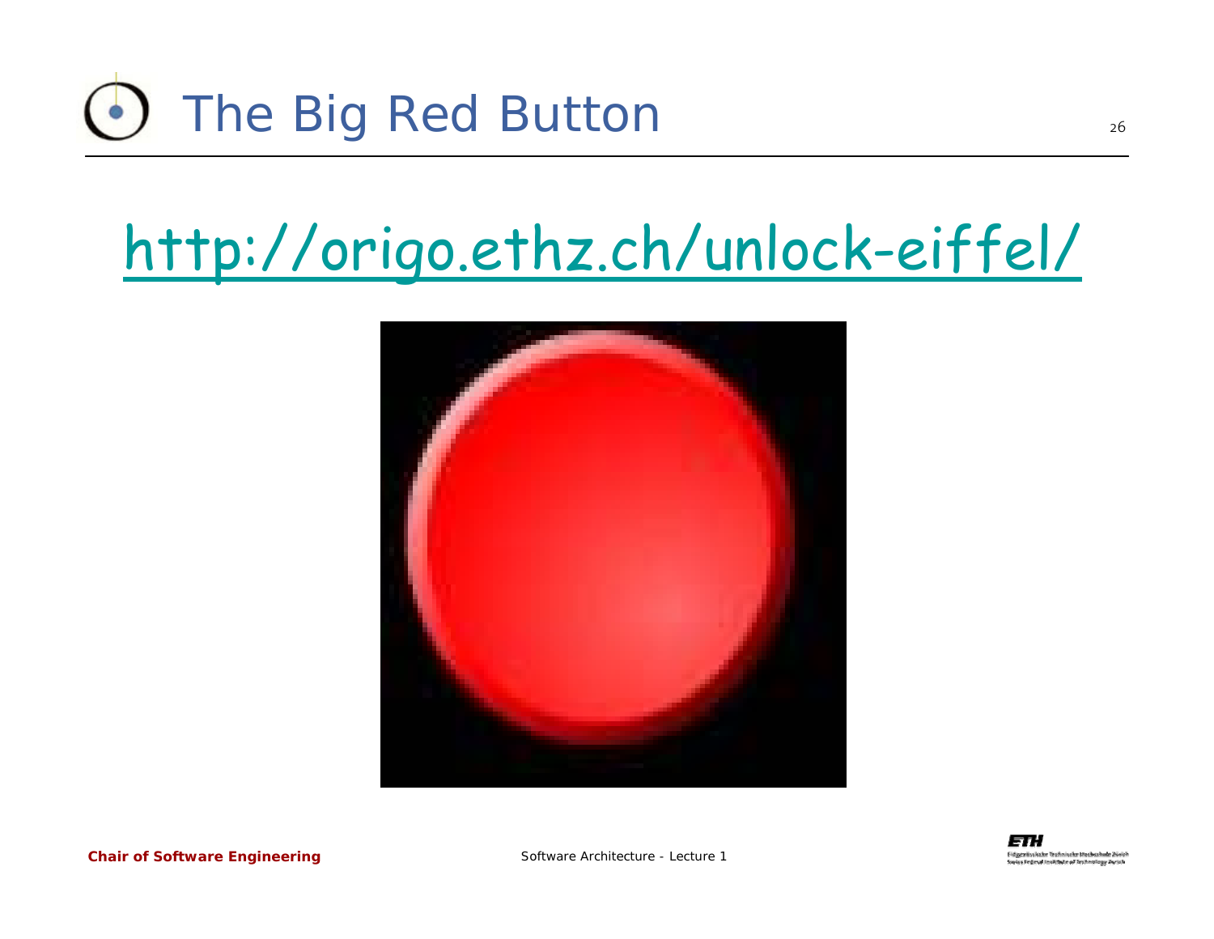# The Big Red Button

[http://origo.ethz.ch/unlock-eiffel/](http://origo.ethz.ch/unlock-eiffel/)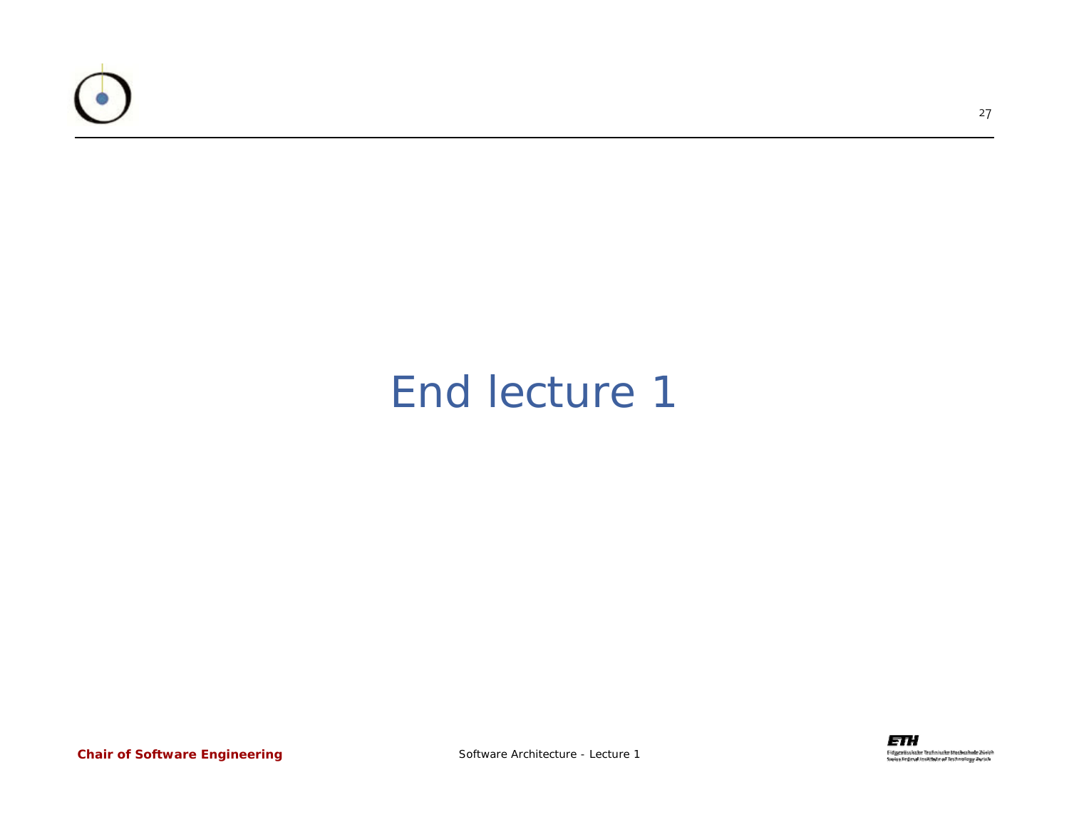# End lecture 1